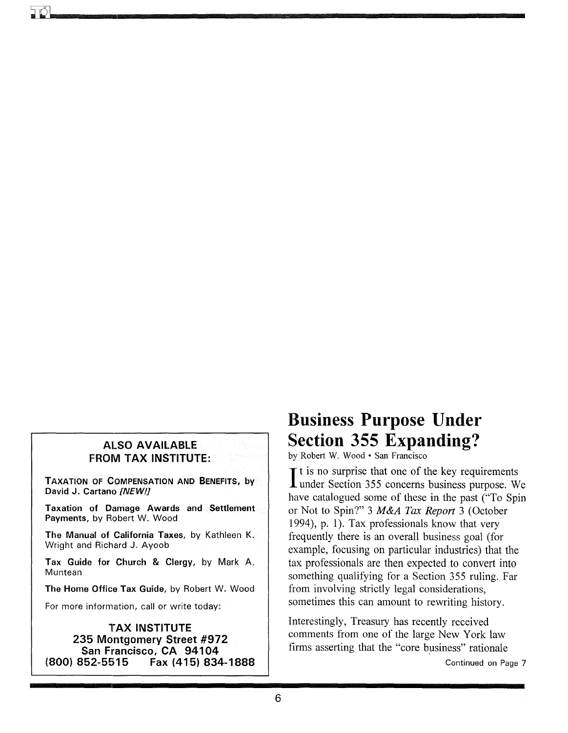## ALSO AVAILABLE FROM TAX INSTITUTE:

**Taxation of Compensation and Benefits, by David J. Cartano** *[NEW!]*

**Taxation of Damage Awards and Settlement Payments,** by Robert W. Wood

**The Manual of California Taxes,** by Kathleen K. Wright and Richard J. Ayoob

**Tax Guide for Church & Clergy,** by Mark A. Muntean

**The Home Office Tax Guide,** by Robert W. Wood

For more information, call or write today:

**TAX INSTITUTE**
**235 Montgomery Street #972**
**San Francisco, CA 94104**
**(800) 852-5515 Fax (415) 834-1888**

# Business Purpose Under Section 355 Expanding?

by Robert W. Wood • San Francisco

It is no surprise that one of the key requirements under Section 355 concerns business purpose. We have catalogued some of these in the past ("To Spin or Not to Spin?" 3 *M&A Tax Report* 3 (October 1994), p. 1). Tax professionals know that very frequently there is an overall business goal (for example, focusing on particular industries) that the tax professionals are then expected to convert into something qualifying for a Section 355 ruling. Far from involving strictly legal considerations, sometimes this can amount to rewriting history.

Interestingly, Treasury has recently received comments from one of the large New York law firms asserting that the "core business" rationale

Continued on Page 7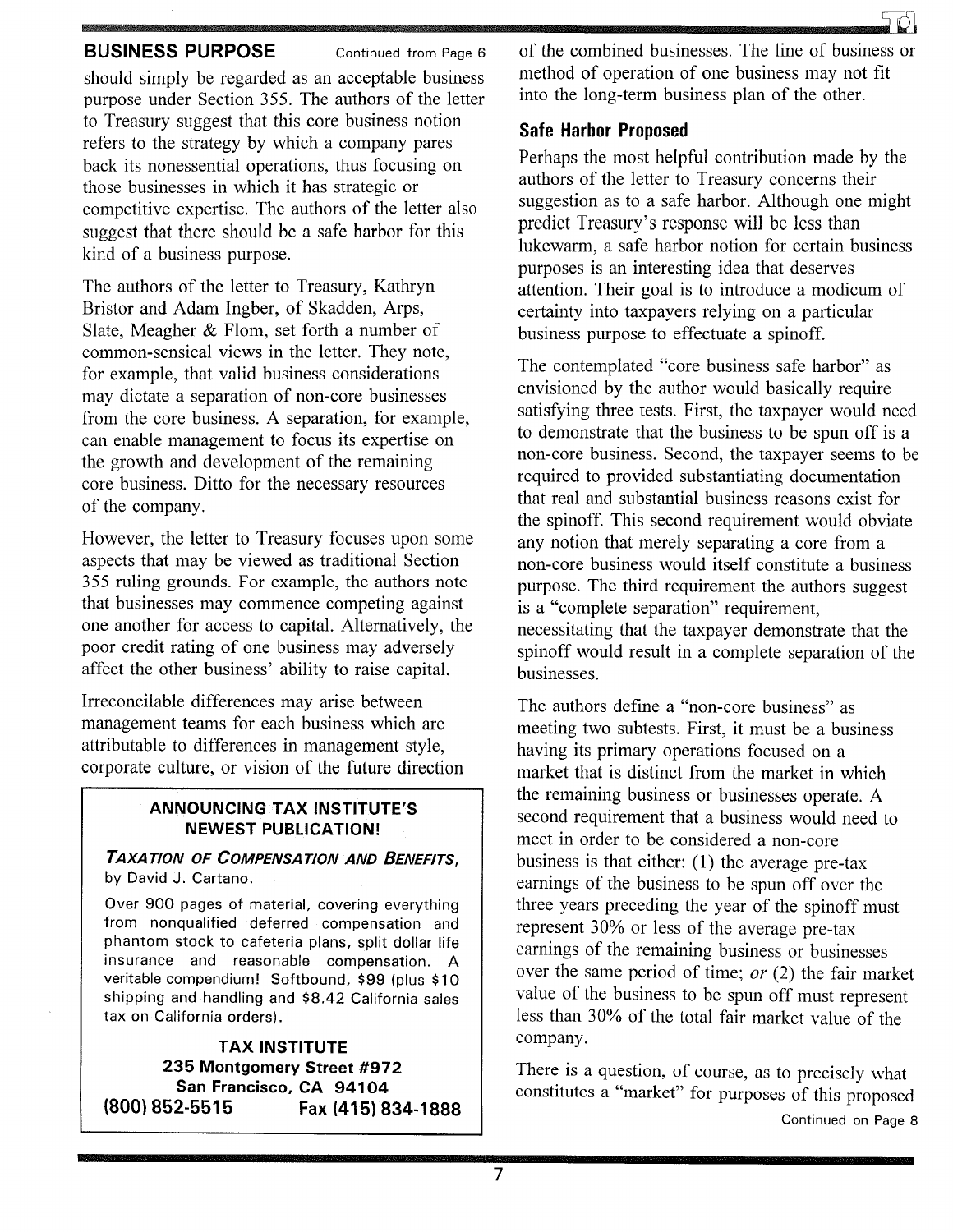## BUSINESS PURPOSE Continued from Page 6

should simply be regarded as an acceptable business purpose under Section 355. The authors of the letter to Treasury suggest that this core business notion refers to the strategy by which a company pares back its nonessential operations, thus focusing on those businesses in which it has strategic or competitive expertise. The authors of the letter also suggest that there should be a safe harbor for this kind of a business purpose.

The authors of the letter to Treasury, Kathryn Bristor and Adam Ingber, of Skadden, Arps, Slate, Meagher & Flom, set forth a number of common-sensical views in the letter. They note, for example, that valid business considerations may dictate a separation of non-core businesses from the core business. A separation, for example, can enable management to focus its expertise on the growth and development of the remaining core business. Ditto for the necessary resources of the company.

However, the letter to Treasury focuses upon some aspects that may be viewed as traditional Section 355 ruling grounds. For example, the authors note that businesses may commence competing against one another for access to capital. Alternatively, the poor credit rating of one business may adversely affect the other business' ability to raise capital.

Irreconcilable differences may arise between management teams for each business which are attributable to differences in management style, corporate culture, or vision of the future direction of the combined businesses. The line of business or method of operation of one business may not fit into the long-term business plan of the other.

### Safe Harbor Proposed

Perhaps the most helpful contribution made by the authors of the letter to Treasury concerns their suggestion as to a safe harbor. Although one might predict Treasury's response will be less than lukewarm, a safe harbor notion for certain business purposes is an interesting idea that deserves attention. Their goal is to introduce a modicum of certainty into taxpayers relying on a particular business purpose to effectuate a spinoff.

The contemplated "core business safe harbor" as envisioned by the author would basically require satisfying three tests. First, the taxpayer would need to demonstrate that the business to be spun off is a non-core business. Second, the taxpayer seems to be required to provided substantiating documentation that real and substantial business reasons exist for the spinoff. This second requirement would obviate any notion that merely separating a core from a non-core business would itself constitute a business purpose. The third requirement the authors suggest is a "complete separation" requirement, necessitating that the taxpayer demonstrate that the spinoff would result in a complete separation of the businesses.

The authors define a "non-core business" as meeting two subtests. First, it must be a business having its primary operations focused on a market that is distinct from the market in which the remaining business or businesses operate. A second requirement that a business would need to meet in order to be considered a non-core business is that either: (1) the average pre-tax earnings of the business to be spun off over the three years preceding the year of the spinoff must represent 30% or less of the average pre-tax earnings of the remaining business or businesses over the same period of time; *or* (2) the fair market value of the business to be spun off must represent less than 30% of the total fair market value of the company.

There is a question, of course, as to precisely what constitutes a "market" for purposes of this proposed

Continued on Page 8

---

**ANNOUNCING TAX INSTITUTE'S NEWEST PUBLICATION!**

***Taxation of Compensation and Benefits***, by David J. Cartano.

Over 900 pages of material, covering everything from nonqualified deferred compensation and phantom stock to cafeteria plans, split dollar life insurance and reasonable compensation. A veritable compendium! Softbound, $99 (plus $10 shipping and handling and $8.42 California sales tax on California orders).

**TAX INSTITUTE**
**235 Montgomery Street #972**
**San Francisco, CA 94104**
**(800) 852-5515 Fax (415) 834-1888**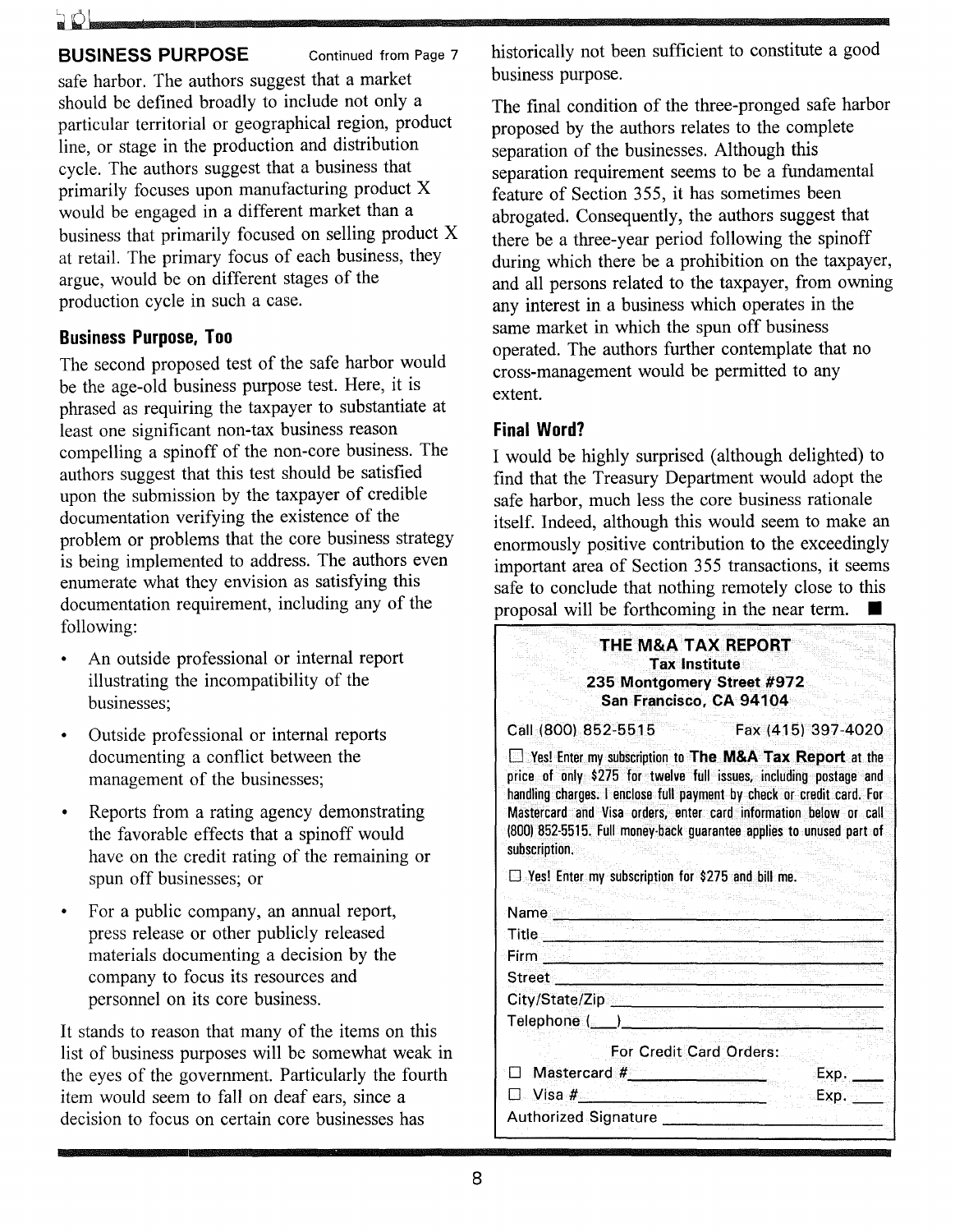**BUSINESS PURPOSE** Continued from Page 7

safe harbor. The authors suggest that a market should be defined broadly to include not only a particular territorial or geographical region, product line, or stage in the production and distribution cycle. The authors suggest that a business that primarily focuses upon manufacturing product X would be engaged in a different market than a business that primarily focused on selling product X at retail. The primary focus of each business, they argue, would be on different stages of the production cycle in such a case.

### Business Purpose, Too

The second proposed test of the safe harbor would be the age-old business purpose test. Here, it is phrased as requiring the taxpayer to substantiate at least one significant non-tax business reason compelling a spinoff of the non-core business. The authors suggest that this test should be satisfied upon the submission by the taxpayer of credible documentation verifying the existence of the problem or problems that the core business strategy is being implemented to address. The authors even enumerate what they envision as satisfying this documentation requirement, including any of the following:

- An outside professional or internal report illustrating the incompatibility of the businesses;
- Outside professional or internal reports documenting a conflict between the management of the businesses;
- Reports from a rating agency demonstrating the favorable effects that a spinoff would have on the credit rating of the remaining or spun off businesses; or
- For a public company, an annual report, press release or other publicly released materials documenting a decision by the company to focus its resources and personnel on its core business.

It stands to reason that many of the items on this list of business purposes will be somewhat weak in the eyes of the government. Particularly the fourth item would seem to fall on deaf ears, since a decision to focus on certain core businesses has historically not been sufficient to constitute a good business purpose.

The final condition of the three-pronged safe harbor proposed by the authors relates to the complete separation of the businesses. Although this separation requirement seems to be a fundamental feature of Section 355, it has sometimes been abrogated. Consequently, the authors suggest that there be a three-year period following the spinoff during which there be a prohibition on the taxpayer, and all persons related to the taxpayer, from owning any interest in a business which operates in the same market in which the spun off business operated. The authors further contemplate that no cross-management would be permitted to any extent.

### Final Word?

I would be highly surprised (although delighted) to find that the Treasury Department would adopt the safe harbor, much less the core business rationale itself. Indeed, although this would seem to make an enormously positive contribution to the exceedingly important area of Section 355 transactions, it seems safe to conclude that nothing remotely close to this proposal will be forthcoming in the near term. ■

**THE M&A TAX REPORT**
**Tax Institute**
**235 Montgomery Street #972**
**San Francisco, CA 94104**

Call (800) 852-5515 Fax (415) 397-4020

☐ Yes! Enter my subscription to **The M&A Tax Report** at the price of only $275 for twelve full issues, including postage and handling charges. I enclose full payment by check or credit card. For Mastercard and Visa orders, enter card information below or call (800) 852-5515. Full money-back guarantee applies to unused part of subscription.

☐ Yes! Enter my subscription for $275 and bill me.

Name ____________________

Title ____________________

Firm ____________________

Street ____________________

City/State/Zip ____________________

Telephone (___)____________________

For Credit Card Orders:

☐ Mastercard #__________ Exp. ____

☐ Visa #__________ Exp. ____

Authorized Signature ____________________